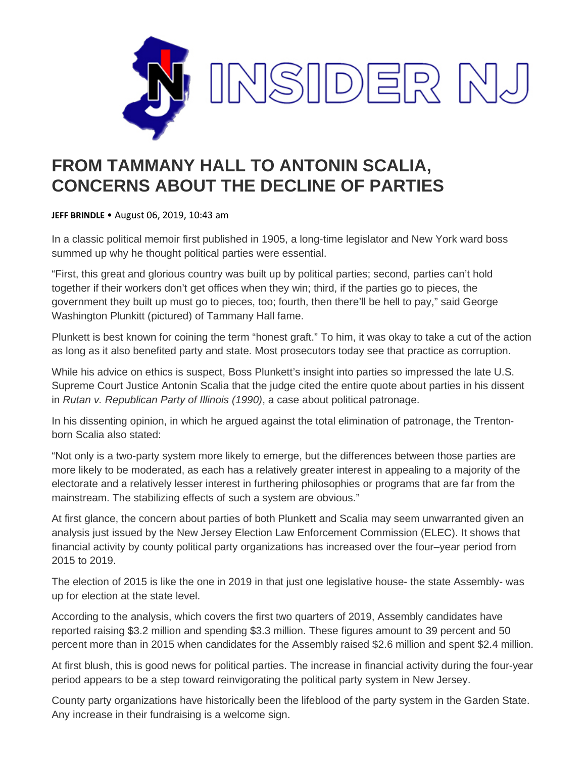# FROM TAMMANY HALL TO ANTONIN SCALIA, CONCERNS ABOUT THE DECLINE OF PARTIES

**JEFF BRINDLE** • August 06, 2019, 10:43 am

In a classic political memoir first published in 1905, a long-time legislator and New York ward boss summed up why he thought political parties were essential.

"First, this great and glorious country was built up by political parties; second, parties can't hold together if their workers don't get offices when they win; third, if the parties go to pieces, the government they built up must go to pieces, too; fourth, then there'll be hell to pay," said George Washington Plunkitt (pictured) of Tammany Hall fame.

Plunkett is best known for coining the term "honest graft." To him, it was okay to take a cut of the action as long as it also benefited party and state. Most prosecutors today see that practice as corruption.

While his advice on ethics is suspect, Boss Plunkett's insight into parties so impressed the late U.S. Supreme Court Justice Antonin Scalia that the judge cited the entire quote about parties in his dissent in *Rutan v. Republican Party of Illinois (1990)*, a case about political patronage.

In his dissenting opinion, in which he argued against the total elimination of patronage, the Trenton-born Scalia also stated:

"Not only is a two-party system more likely to emerge, but the differences between those parties are more likely to be moderated, as each has a relatively greater interest in appealing to a majority of the electorate and a relatively lesser interest in furthering philosophies or programs that are far from the mainstream. The stabilizing effects of such a system are obvious."

At first glance, the concern about parties of both Plunkett and Scalia may seem unwarranted given an analysis just issued by the New Jersey Election Law Enforcement Commission (ELEC). It shows that financial activity by county political party organizations has increased over the four–year period from 2015 to 2019.

The election of 2015 is like the one in 2019 in that just one legislative house- the state Assembly- was up for election at the state level.

According to the analysis, which covers the first two quarters of 2019, Assembly candidates have reported raising $3.2 million and spending $3.3 million. These figures amount to 39 percent and 50 percent more than in 2015 when candidates for the Assembly raised $2.6 million and spent $2.4 million.

At first blush, this is good news for political parties. The increase in financial activity during the four-year period appears to be a step toward reinvigorating the political party system in New Jersey.

County party organizations have historically been the lifeblood of the party system in the Garden State. Any increase in their fundraising is a welcome sign.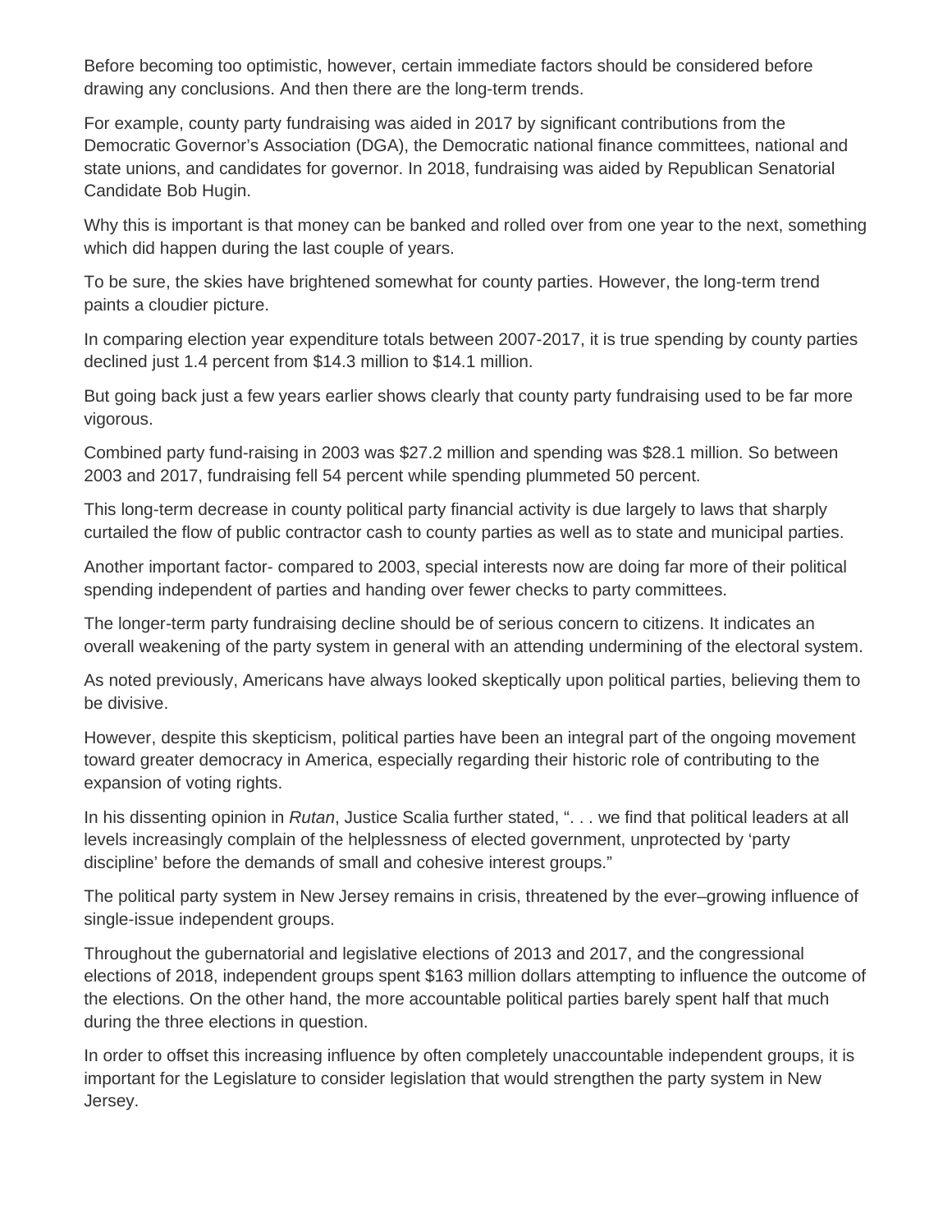Before becoming too optimistic, however, certain immediate factors should be considered before drawing any conclusions. And then there are the long-term trends.

For example, county party fundraising was aided in 2017 by significant contributions from the Democratic Governor's Association (DGA), the Democratic national finance committees, national and state unions, and candidates for governor. In 2018, fundraising was aided by Republican Senatorial Candidate Bob Hugin.

Why this is important is that money can be banked and rolled over from one year to the next, something which did happen during the last couple of years.

To be sure, the skies have brightened somewhat for county parties. However, the long-term trend paints a cloudier picture.

In comparing election year expenditure totals between 2007-2017, it is true spending by county parties declined just 1.4 percent from $14.3 million to $14.1 million.

But going back just a few years earlier shows clearly that county party fundraising used to be far more vigorous.

Combined party fund-raising in 2003 was $27.2 million and spending was $28.1 million. So between 2003 and 2017, fundraising fell 54 percent while spending plummeted 50 percent.

This long-term decrease in county political party financial activity is due largely to laws that sharply curtailed the flow of public contractor cash to county parties as well as to state and municipal parties.

Another important factor- compared to 2003, special interests now are doing far more of their political spending independent of parties and handing over fewer checks to party committees.

The longer-term party fundraising decline should be of serious concern to citizens. It indicates an overall weakening of the party system in general with an attending undermining of the electoral system.

As noted previously, Americans have always looked skeptically upon political parties, believing them to be divisive.

However, despite this skepticism, political parties have been an integral part of the ongoing movement toward greater democracy in America, especially regarding their historic role of contributing to the expansion of voting rights.

In his dissenting opinion in *Rutan*, Justice Scalia further stated, ". . . we find that political leaders at all levels increasingly complain of the helplessness of elected government, unprotected by 'party discipline' before the demands of small and cohesive interest groups."

The political party system in New Jersey remains in crisis, threatened by the ever–growing influence of single-issue independent groups.

Throughout the gubernatorial and legislative elections of 2013 and 2017, and the congressional elections of 2018, independent groups spent $163 million dollars attempting to influence the outcome of the elections. On the other hand, the more accountable political parties barely spent half that much during the three elections in question.

In order to offset this increasing influence by often completely unaccountable independent groups, it is important for the Legislature to consider legislation that would strengthen the party system in New Jersey.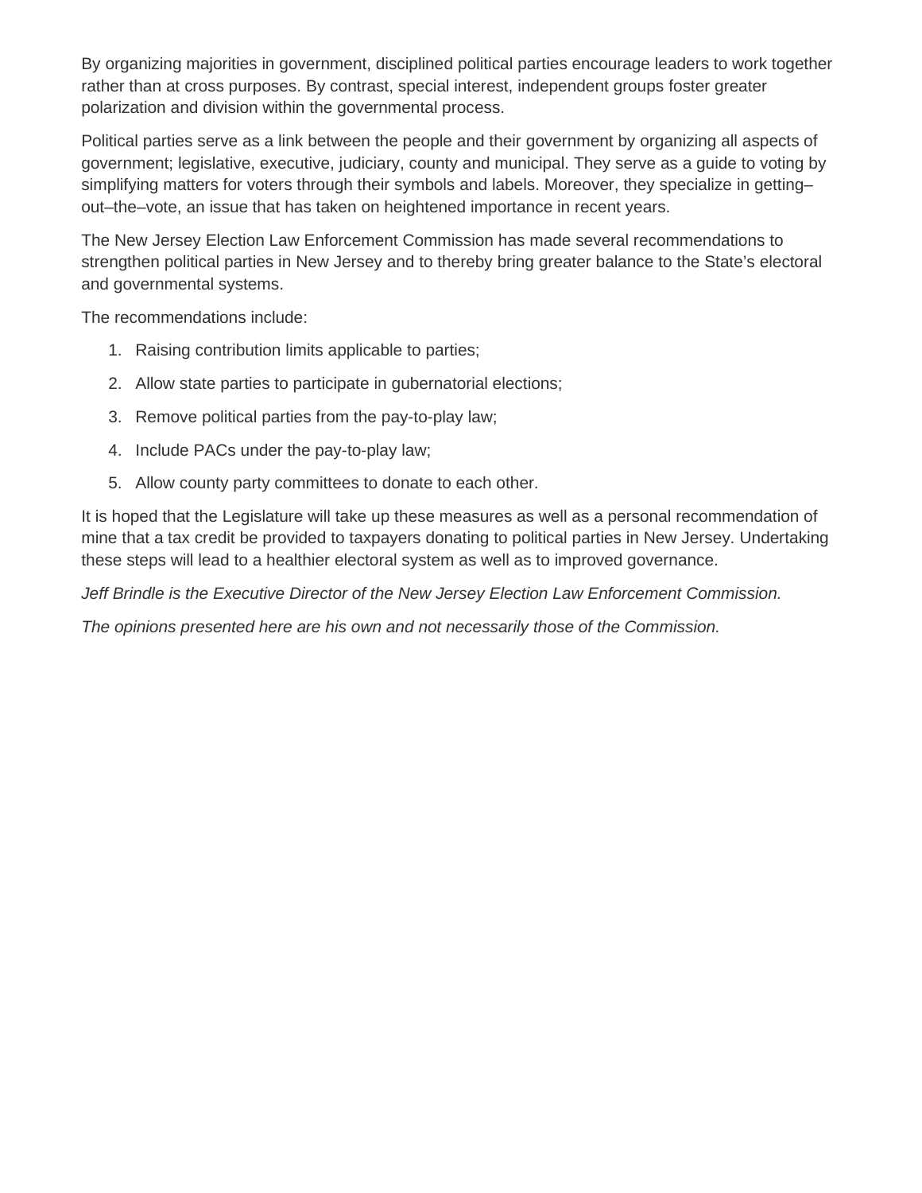By organizing majorities in government, disciplined political parties encourage leaders to work together rather than at cross purposes. By contrast, special interest, independent groups foster greater polarization and division within the governmental process.

Political parties serve as a link between the people and their government by organizing all aspects of government; legislative, executive, judiciary, county and municipal. They serve as a guide to voting by simplifying matters for voters through their symbols and labels. Moreover, they specialize in getting–out–the–vote, an issue that has taken on heightened importance in recent years.

The New Jersey Election Law Enforcement Commission has made several recommendations to strengthen political parties in New Jersey and to thereby bring greater balance to the State's electoral and governmental systems.

The recommendations include:

1. Raising contribution limits applicable to parties;
2. Allow state parties to participate in gubernatorial elections;
3. Remove political parties from the pay-to-play law;
4. Include PACs under the pay-to-play law;
5. Allow county party committees to donate to each other.

It is hoped that the Legislature will take up these measures as well as a personal recommendation of mine that a tax credit be provided to taxpayers donating to political parties in New Jersey. Undertaking these steps will lead to a healthier electoral system as well as to improved governance.

*Jeff Brindle is the Executive Director of the New Jersey Election Law Enforcement Commission.*

*The opinions presented here are his own and not necessarily those of the Commission.*